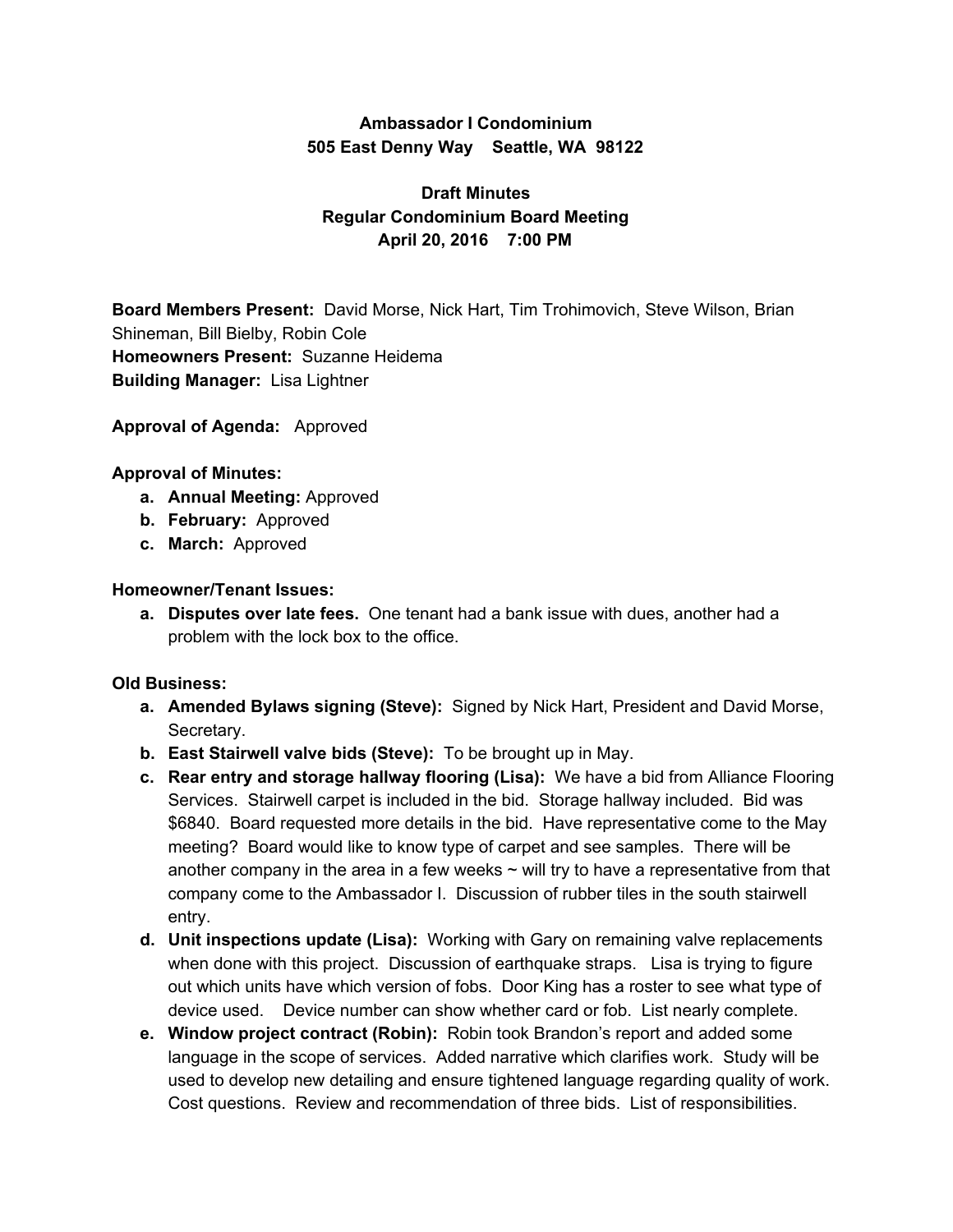**Ambassador I Condominium**
**505 East Denny Way    Seattle, WA  98122**

**Draft Minutes**
**Regular Condominium Board Meeting**
**April 20, 2016    7:00 PM**

**Board Members Present:** David Morse, Nick Hart, Tim Trohimovich, Steve Wilson, Brian Shineman, Bill Bielby, Robin Cole
**Homeowners Present:** Suzanne Heidema
**Building Manager:** Lisa Lightner

**Approval of Agenda:** Approved

**Approval of Minutes:**

a. **Annual Meeting:** Approved
b. **February:** Approved
c. **March:** Approved

**Homeowner/Tenant Issues:**

a. **Disputes over late fees.** One tenant had a bank issue with dues, another had a problem with the lock box to the office.

**Old Business:**

a. **Amended Bylaws signing (Steve):** Signed by Nick Hart, President and David Morse, Secretary.
b. **East Stairwell valve bids (Steve):** To be brought up in May.
c. **Rear entry and storage hallway flooring (Lisa):** We have a bid from Alliance Flooring Services. Stairwell carpet is included in the bid. Storage hallway included. Bid was $6840. Board requested more details in the bid. Have representative come to the May meeting? Board would like to know type of carpet and see samples. There will be another company in the area in a few weeks ~ will try to have a representative from that company come to the Ambassador I. Discussion of rubber tiles in the south stairwell entry.
d. **Unit inspections update (Lisa):** Working with Gary on remaining valve replacements when done with this project. Discussion of earthquake straps. Lisa is trying to figure out which units have which version of fobs. Door King has a roster to see what type of device used. Device number can show whether card or fob. List nearly complete.
e. **Window project contract (Robin):** Robin took Brandon's report and added some language in the scope of services. Added narrative which clarifies work. Study will be used to develop new detailing and ensure tightened language regarding quality of work. Cost questions. Review and recommendation of three bids. List of responsibilities.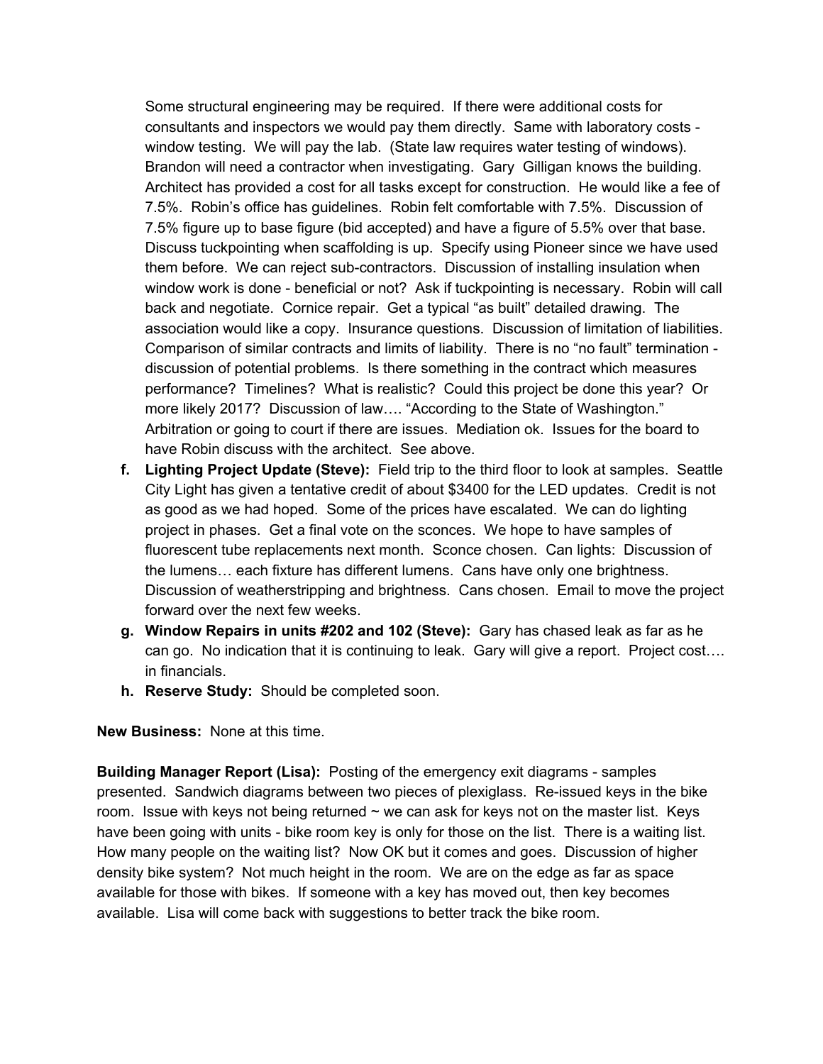Some structural engineering may be required. If there were additional costs for consultants and inspectors we would pay them directly. Same with laboratory costs - window testing. We will pay the lab. (State law requires water testing of windows). Brandon will need a contractor when investigating. Gary Gilligan knows the building. Architect has provided a cost for all tasks except for construction. He would like a fee of 7.5%. Robin's office has guidelines. Robin felt comfortable with 7.5%. Discussion of 7.5% figure up to base figure (bid accepted) and have a figure of 5.5% over that base. Discuss tuckpointing when scaffolding is up. Specify using Pioneer since we have used them before. We can reject sub-contractors. Discussion of installing insulation when window work is done - beneficial or not? Ask if tuckpointing is necessary. Robin will call back and negotiate. Cornice repair. Get a typical "as built" detailed drawing. The association would like a copy. Insurance questions. Discussion of limitation of liabilities. Comparison of similar contracts and limits of liability. There is no "no fault" termination - discussion of potential problems. Is there something in the contract which measures performance? Timelines? What is realistic? Could this project be done this year? Or more likely 2017? Discussion of law…. "According to the State of Washington." Arbitration or going to court if there are issues. Mediation ok. Issues for the board to have Robin discuss with the architect. See above.

f. **Lighting Project Update (Steve):** Field trip to the third floor to look at samples. Seattle City Light has given a tentative credit of about $3400 for the LED updates. Credit is not as good as we had hoped. Some of the prices have escalated. We can do lighting project in phases. Get a final vote on the sconces. We hope to have samples of fluorescent tube replacements next month. Sconce chosen. Can lights: Discussion of the lumens… each fixture has different lumens. Cans have only one brightness. Discussion of weatherstripping and brightness. Cans chosen. Email to move the project forward over the next few weeks.

g. **Window Repairs in units #202 and 102 (Steve):** Gary has chased leak as far as he can go. No indication that it is continuing to leak. Gary will give a report. Project cost…. in financials.

h. **Reserve Study:** Should be completed soon.

**New Business:** None at this time.

**Building Manager Report (Lisa):** Posting of the emergency exit diagrams - samples presented. Sandwich diagrams between two pieces of plexiglass. Re-issued keys in the bike room. Issue with keys not being returned ~ we can ask for keys not on the master list. Keys have been going with units - bike room key is only for those on the list. There is a waiting list. How many people on the waiting list? Now OK but it comes and goes. Discussion of higher density bike system? Not much height in the room. We are on the edge as far as space available for those with bikes. If someone with a key has moved out, then key becomes available. Lisa will come back with suggestions to better track the bike room.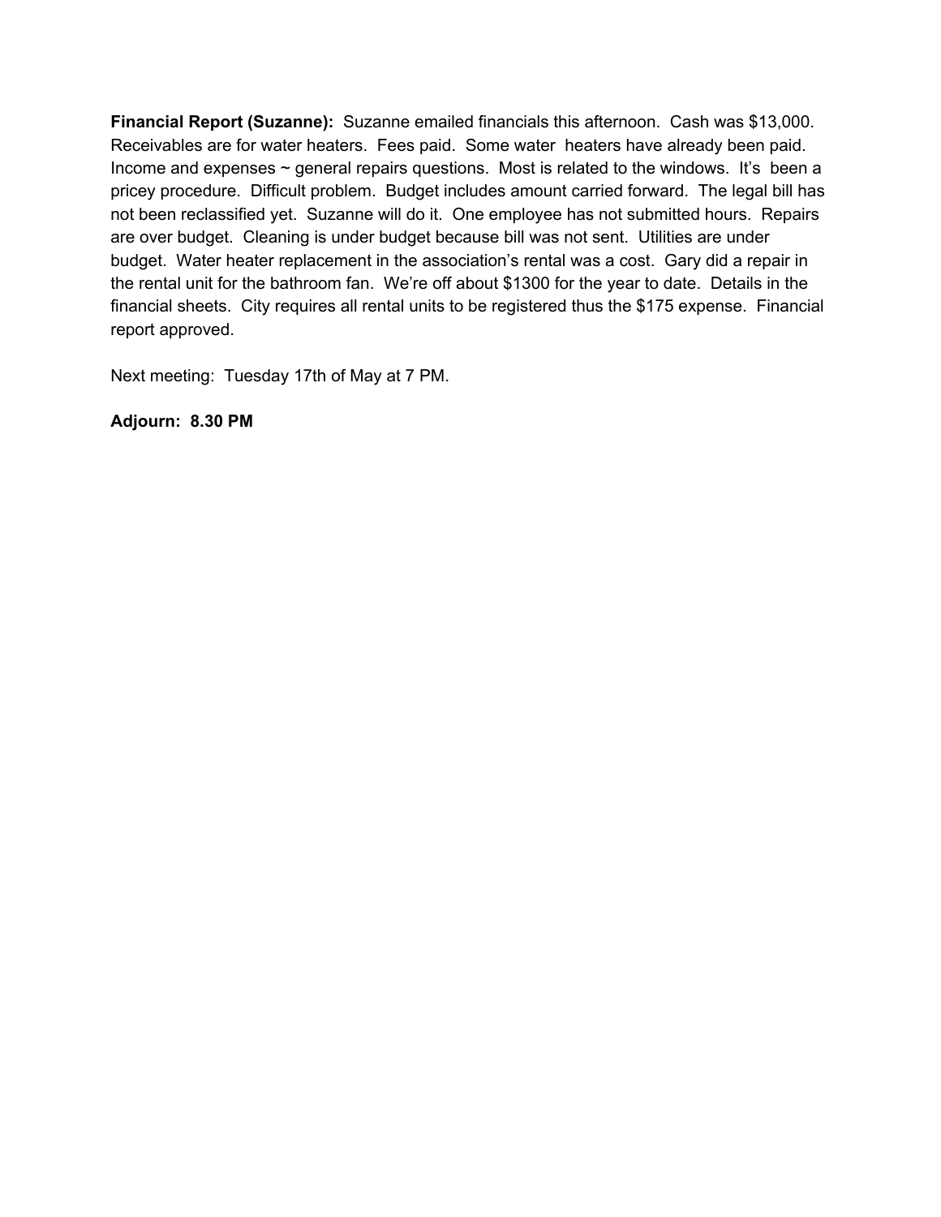**Financial Report (Suzanne):** Suzanne emailed financials this afternoon. Cash was $13,000. Receivables are for water heaters. Fees paid. Some water heaters have already been paid. Income and expenses ~ general repairs questions. Most is related to the windows. It's been a pricey procedure. Difficult problem. Budget includes amount carried forward. The legal bill has not been reclassified yet. Suzanne will do it. One employee has not submitted hours. Repairs are over budget. Cleaning is under budget because bill was not sent. Utilities are under budget. Water heater replacement in the association's rental was a cost. Gary did a repair in the rental unit for the bathroom fan. We're off about $1300 for the year to date. Details in the financial sheets. City requires all rental units to be registered thus the $175 expense. Financial report approved.

Next meeting: Tuesday 17th of May at 7 PM.

**Adjourn: 8.30 PM**